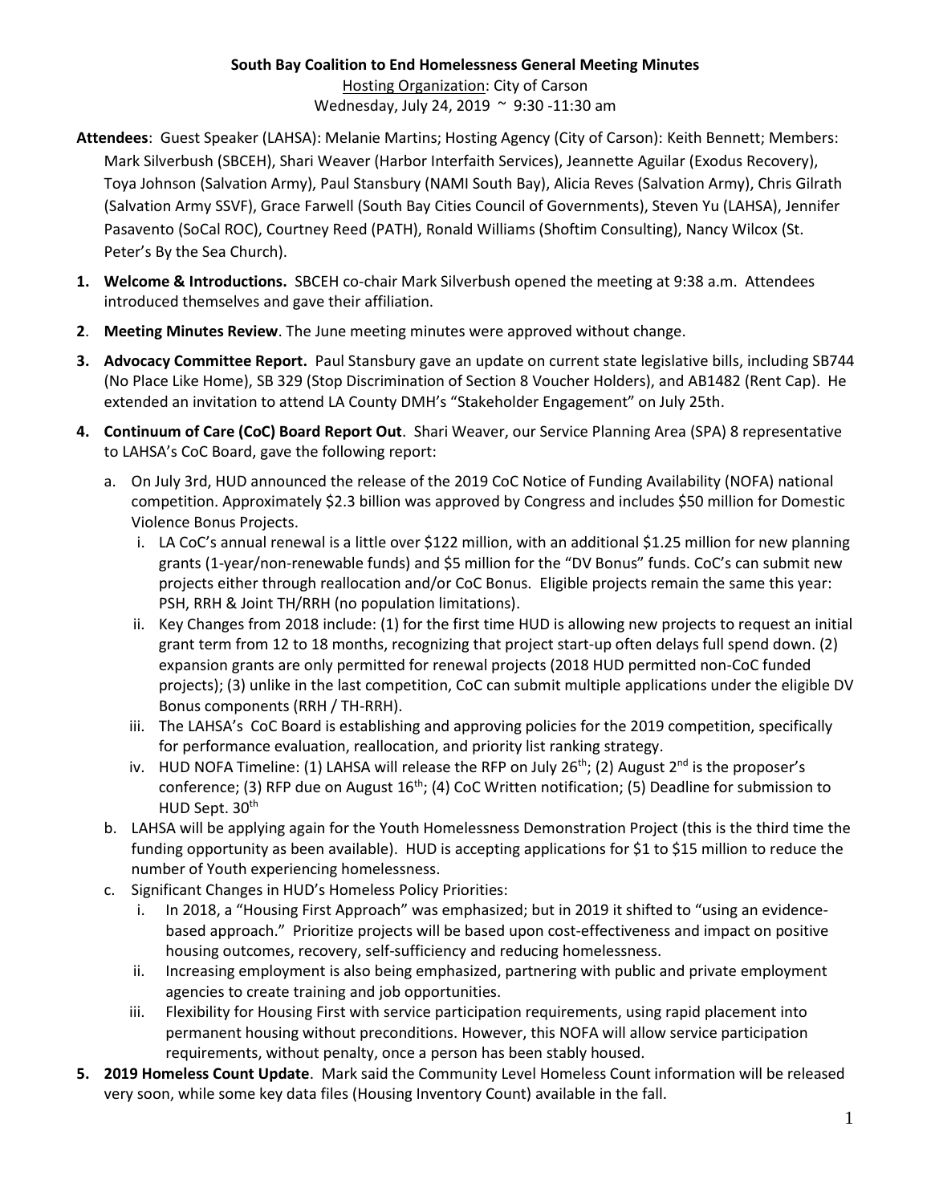**South Bay Coalition to End Homelessness General Meeting Minutes**

Hosting Organization: City of Carson

Wednesday, July 24, 2019 ~ 9:30 -11:30 am

**Attendees**: Guest Speaker (LAHSA): Melanie Martins; Hosting Agency (City of Carson): Keith Bennett; Members: Mark Silverbush (SBCEH), Shari Weaver (Harbor Interfaith Services), Jeannette Aguilar (Exodus Recovery), Toya Johnson (Salvation Army), Paul Stansbury (NAMI South Bay), Alicia Reves (Salvation Army), Chris Gilrath (Salvation Army SSVF), Grace Farwell (South Bay Cities Council of Governments), Steven Yu (LAHSA), Jennifer Pasavento (SoCal ROC), Courtney Reed (PATH), Ronald Williams (Shoftim Consulting), Nancy Wilcox (St. Peter's By the Sea Church).

1. **Welcome & Introductions.** SBCEH co-chair Mark Silverbush opened the meeting at 9:38 a.m. Attendees introduced themselves and gave their affiliation.
2. **Meeting Minutes Review**. The June meeting minutes were approved without change.
3. **Advocacy Committee Report.** Paul Stansbury gave an update on current state legislative bills, including SB744 (No Place Like Home), SB 329 (Stop Discrimination of Section 8 Voucher Holders), and AB1482 (Rent Cap). He extended an invitation to attend LA County DMH's "Stakeholder Engagement" on July 25th.
4. **Continuum of Care (CoC) Board Report Out**. Shari Weaver, our Service Planning Area (SPA) 8 representative to LAHSA's CoC Board, gave the following report:
   a. On July 3rd, HUD announced the release of the 2019 CoC Notice of Funding Availability (NOFA) national competition. Approximately $2.3 billion was approved by Congress and includes $50 million for Domestic Violence Bonus Projects.
      i. LA CoC's annual renewal is a little over $122 million, with an additional $1.25 million for new planning grants (1-year/non-renewable funds) and $5 million for the "DV Bonus" funds. CoC's can submit new projects either through reallocation and/or CoC Bonus. Eligible projects remain the same this year: PSH, RRH & Joint TH/RRH (no population limitations).
      ii. Key Changes from 2018 include: (1) for the first time HUD is allowing new projects to request an initial grant term from 12 to 18 months, recognizing that project start-up often delays full spend down. (2) expansion grants are only permitted for renewal projects (2018 HUD permitted non-CoC funded projects); (3) unlike in the last competition, CoC can submit multiple applications under the eligible DV Bonus components (RRH / TH-RRH).
      iii. The LAHSA's CoC Board is establishing and approving policies for the 2019 competition, specifically for performance evaluation, reallocation, and priority list ranking strategy.
      iv. HUD NOFA Timeline: (1) LAHSA will release the RFP on July 26th; (2) August 2nd is the proposer's conference; (3) RFP due on August 16th; (4) CoC Written notification; (5) Deadline for submission to HUD Sept. 30th
   b. LAHSA will be applying again for the Youth Homelessness Demonstration Project (this is the third time the funding opportunity as been available). HUD is accepting applications for $1 to $15 million to reduce the number of Youth experiencing homelessness.
   c. Significant Changes in HUD's Homeless Policy Priorities:
      i. In 2018, a "Housing First Approach" was emphasized; but in 2019 it shifted to "using an evidence-based approach." Prioritize projects will be based upon cost-effectiveness and impact on positive housing outcomes, recovery, self-sufficiency and reducing homelessness.
      ii. Increasing employment is also being emphasized, partnering with public and private employment agencies to create training and job opportunities.
      iii. Flexibility for Housing First with service participation requirements, using rapid placement into permanent housing without preconditions. However, this NOFA will allow service participation requirements, without penalty, once a person has been stably housed.
5. **2019 Homeless Count Update**. Mark said the Community Level Homeless Count information will be released very soon, while some key data files (Housing Inventory Count) available in the fall.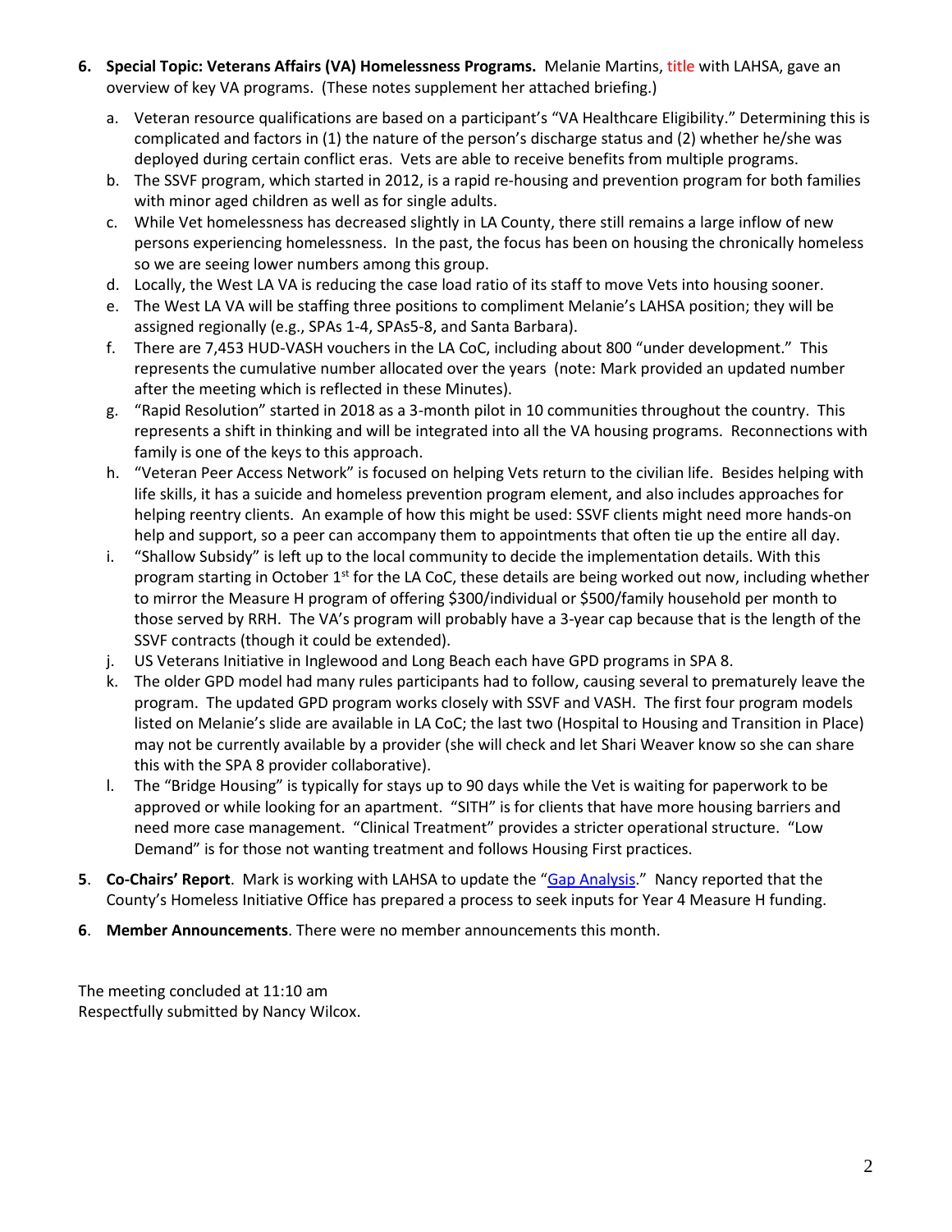6. **Special Topic: Veterans Affairs (VA) Homelessness Programs.** Melanie Martins, title with LAHSA, gave an overview of key VA programs. (These notes supplement her attached briefing.)

   a. Veteran resource qualifications are based on a participant's "VA Healthcare Eligibility." Determining this is complicated and factors in (1) the nature of the person's discharge status and (2) whether he/she was deployed during certain conflict eras. Vets are able to receive benefits from multiple programs.
   b. The SSVF program, which started in 2012, is a rapid re-housing and prevention program for both families with minor aged children as well as for single adults.
   c. While Vet homelessness has decreased slightly in LA County, there still remains a large inflow of new persons experiencing homelessness. In the past, the focus has been on housing the chronically homeless so we are seeing lower numbers among this group.
   d. Locally, the West LA VA is reducing the case load ratio of its staff to move Vets into housing sooner.
   e. The West LA VA will be staffing three positions to compliment Melanie's LAHSA position; they will be assigned regionally (e.g., SPAs 1-4, SPAs5-8, and Santa Barbara).
   f. There are 7,453 HUD-VASH vouchers in the LA CoC, including about 800 "under development." This represents the cumulative number allocated over the years (note: Mark provided an updated number after the meeting which is reflected in these Minutes).
   g. "Rapid Resolution" started in 2018 as a 3-month pilot in 10 communities throughout the country. This represents a shift in thinking and will be integrated into all the VA housing programs. Reconnections with family is one of the keys to this approach.
   h. "Veteran Peer Access Network" is focused on helping Vets return to the civilian life. Besides helping with life skills, it has a suicide and homeless prevention program element, and also includes approaches for helping reentry clients. An example of how this might be used: SSVF clients might need more hands-on help and support, so a peer can accompany them to appointments that often tie up the entire all day.
   i. "Shallow Subsidy" is left up to the local community to decide the implementation details. With this program starting in October 1st for the LA CoC, these details are being worked out now, including whether to mirror the Measure H program of offering $300/individual or $500/family household per month to those served by RRH. The VA's program will probably have a 3-year cap because that is the length of the SSVF contracts (though it could be extended).
   j. US Veterans Initiative in Inglewood and Long Beach each have GPD programs in SPA 8.
   k. The older GPD model had many rules participants had to follow, causing several to prematurely leave the program. The updated GPD program works closely with SSVF and VASH. The first four program models listed on Melanie's slide are available in LA CoC; the last two (Hospital to Housing and Transition in Place) may not be currently available by a provider (she will check and let Shari Weaver know so she can share this with the SPA 8 provider collaborative).
   l. The "Bridge Housing" is typically for stays up to 90 days while the Vet is waiting for paperwork to be approved or while looking for an apartment. "SITH" is for clients that have more housing barriers and need more case management. "Clinical Treatment" provides a stricter operational structure. "Low Demand" is for those not wanting treatment and follows Housing First practices.

5. **Co-Chairs' Report**. Mark is working with LAHSA to update the "Gap Analysis." Nancy reported that the County's Homeless Initiative Office has prepared a process to seek inputs for Year 4 Measure H funding.

6. **Member Announcements**. There were no member announcements this month.

The meeting concluded at 11:10 am
Respectfully submitted by Nancy Wilcox.